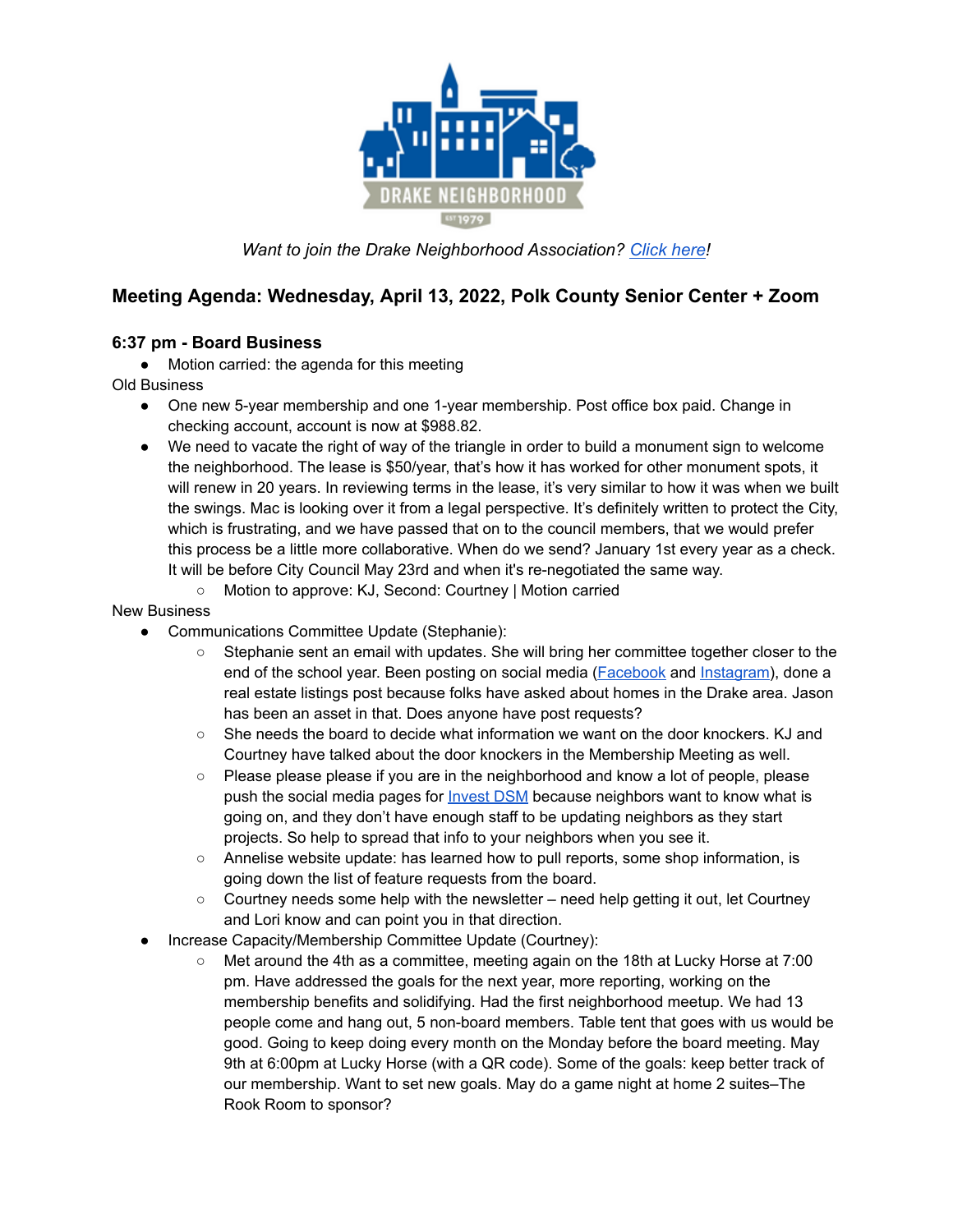*Want to join the Drake Neighborhood Association? Click here!*

## Meeting Agenda: Wednesday, April 13, 2022, Polk County Senior Center + Zoom

### 6:37 pm - Board Business

- Motion carried: the agenda for this meeting

Old Business

- One new 5-year membership and one 1-year membership. Post office box paid. Change in checking account, account is now at $988.82.
- We need to vacate the right of way of the triangle in order to build a monument sign to welcome the neighborhood. The lease is $50/year, that's how it has worked for other monument spots, it will renew in 20 years. In reviewing terms in the lease, it's very similar to how it was when we built the swings. Mac is looking over it from a legal perspective. It's definitely written to protect the City, which is frustrating, and we have passed that on to the council members, that we would prefer this process be a little more collaborative. When do we send? January 1st every year as a check. It will be before City Council May 23rd and when it's re-negotiated the same way.
    - Motion to approve: KJ, Second: Courtney | Motion carried

New Business

- Communications Committee Update (Stephanie):
    - Stephanie sent an email with updates. She will bring her committee together closer to the end of the school year. Been posting on social media (Facebook and Instagram), done a real estate listings post because folks have asked about homes in the Drake area. Jason has been an asset in that. Does anyone have post requests?
    - She needs the board to decide what information we want on the door knockers. KJ and Courtney have talked about the door knockers in the Membership Meeting as well.
    - Please please please if you are in the neighborhood and know a lot of people, please push the social media pages for Invest DSM because neighbors want to know what is going on, and they don't have enough staff to be updating neighbors as they start projects. So help to spread that info to your neighbors when you see it.
    - Annelise website update: has learned how to pull reports, some shop information, is going down the list of feature requests from the board.
    - Courtney needs some help with the newsletter – need help getting it out, let Courtney and Lori know and can point you in that direction.
- Increase Capacity/Membership Committee Update (Courtney):
    - Met around the 4th as a committee, meeting again on the 18th at Lucky Horse at 7:00 pm. Have addressed the goals for the next year, more reporting, working on the membership benefits and solidifying. Had the first neighborhood meetup. We had 13 people come and hang out, 5 non-board members. Table tent that goes with us would be good. Going to keep doing every month on the Monday before the board meeting. May 9th at 6:00pm at Lucky Horse (with a QR code). Some of the goals: keep better track of our membership. Want to set new goals. May do a game night at home 2 suites–The Rook Room to sponsor?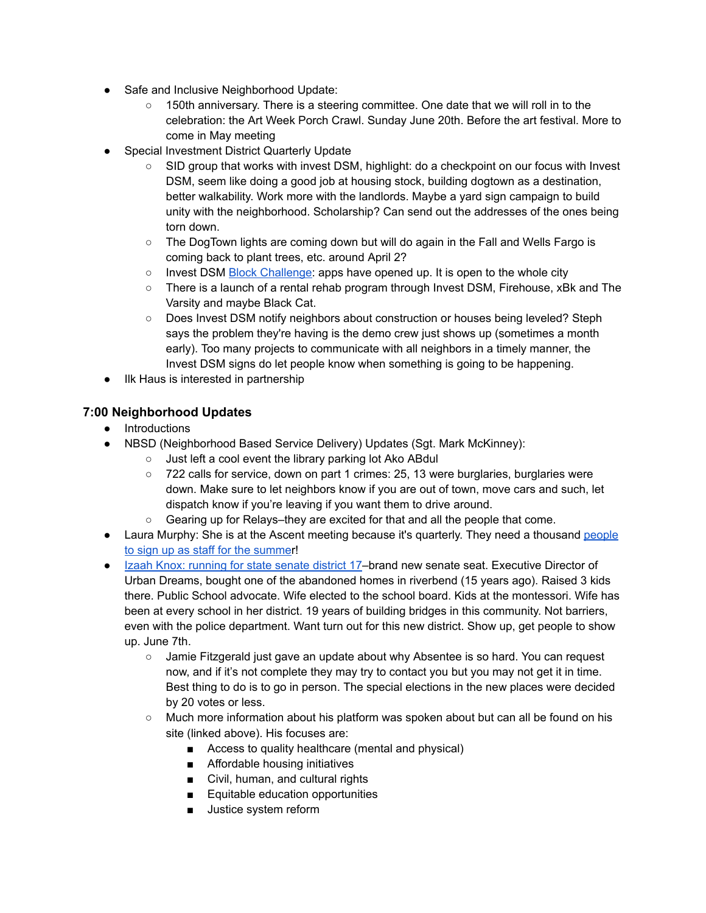- Safe and Inclusive Neighborhood Update:
    - 150th anniversary. There is a steering committee. One date that we will roll in to the celebration: the Art Week Porch Crawl. Sunday June 20th. Before the art festival. More to come in May meeting
- Special Investment District Quarterly Update
    - SID group that works with invest DSM, highlight: do a checkpoint on our focus with Invest DSM, seem like doing a good job at housing stock, building dogtown as a destination, better walkability. Work more with the landlords. Maybe a yard sign campaign to build unity with the neighborhood. Scholarship? Can send out the addresses of the ones being torn down.
    - The DogTown lights are coming down but will do again in the Fall and Wells Fargo is coming back to plant trees, etc. around April 2?
    - Invest DSM Block Challenge: apps have opened up. It is open to the whole city
    - There is a launch of a rental rehab program through Invest DSM, Firehouse, xBk and The Varsity and maybe Black Cat.
    - Does Invest DSM notify neighbors about construction or houses being leveled? Steph says the problem they're having is the demo crew just shows up (sometimes a month early). Too many projects to communicate with all neighbors in a timely manner, the Invest DSM signs do let people know when something is going to be happening.
- Ilk Haus is interested in partnership

### 7:00 Neighborhood Updates

- Introductions
- NBSD (Neighborhood Based Service Delivery) Updates (Sgt. Mark McKinney):
    - Just left a cool event the library parking lot Ako ABdul
    - 722 calls for service, down on part 1 crimes: 25, 13 were burglaries, burglaries were down. Make sure to let neighbors know if you are out of town, move cars and such, let dispatch know if you're leaving if you want them to drive around.
    - Gearing up for Relays–they are excited for that and all the people that come.
- Laura Murphy: She is at the Ascent meeting because it's quarterly. They need a thousand people to sign up as staff for the summer!
- Izaah Knox: running for state senate district 17–brand new senate seat. Executive Director of Urban Dreams, bought one of the abandoned homes in riverbend (15 years ago). Raised 3 kids there. Public School advocate. Wife elected to the school board. Kids at the montessori. Wife has been at every school in her district. 19 years of building bridges in this community. Not barriers, even with the police department. Want turn out for this new district. Show up, get people to show up. June 7th.
    - Jamie Fitzgerald just gave an update about why Absentee is so hard. You can request now, and if it's not complete they may try to contact you but you may not get it in time. Best thing to do is to go in person. The special elections in the new places were decided by 20 votes or less.
    - Much more information about his platform was spoken about but can all be found on his site (linked above). His focuses are:
        - Access to quality healthcare (mental and physical)
        - Affordable housing initiatives
        - Civil, human, and cultural rights
        - Equitable education opportunities
        - Justice system reform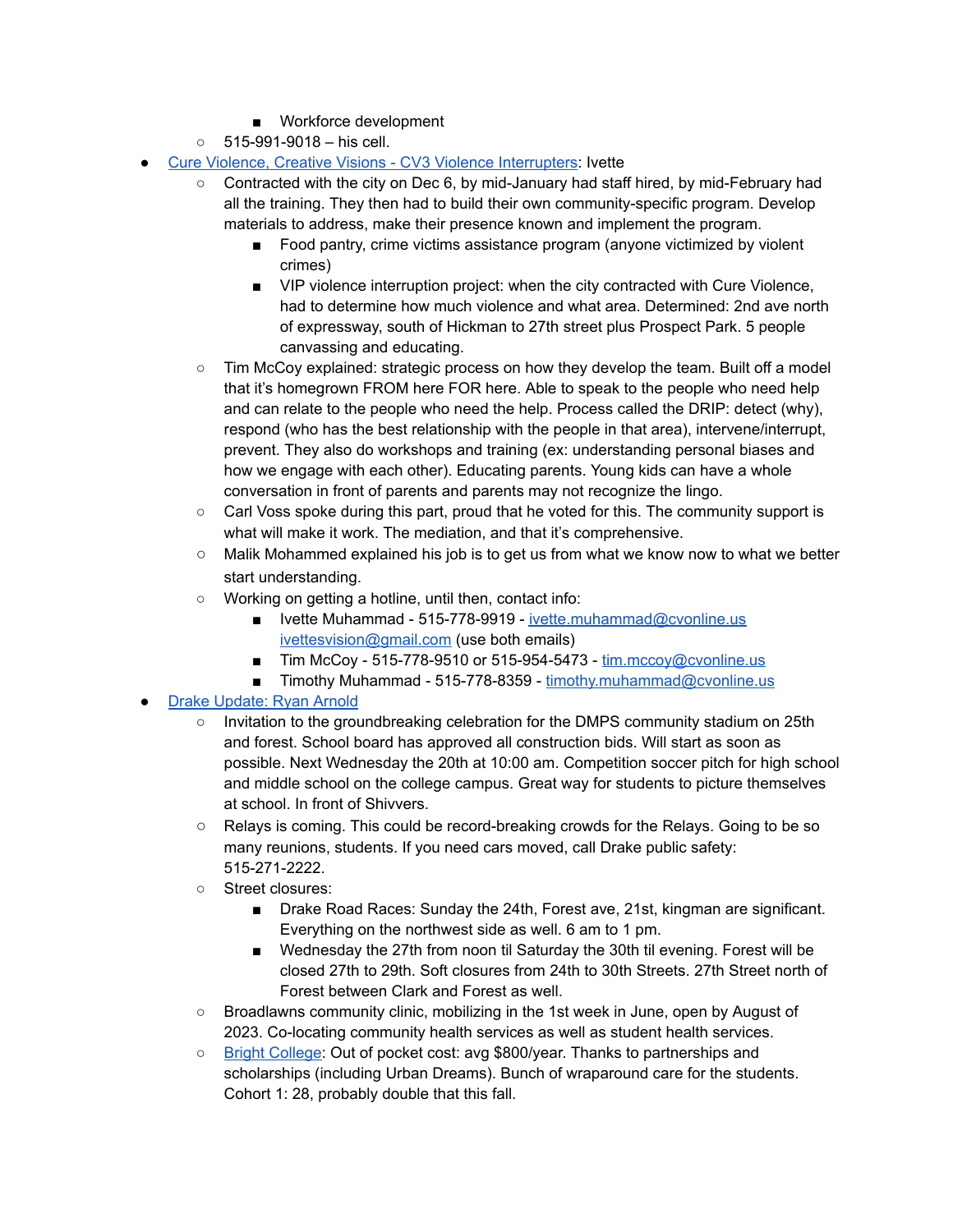- Workforce development
    - 515-991-9018 – his cell.
- [Cure Violence, Creative Visions - CV3 Violence Interrupters]: Ivette
    - Contracted with the city on Dec 6, by mid-January had staff hired, by mid-February had all the training. They then had to build their own community-specific program. Develop materials to address, make their presence known and implement the program.
        - Food pantry, crime victims assistance program (anyone victimized by violent crimes)
        - VIP violence interruption project: when the city contracted with Cure Violence, had to determine how much violence and what area. Determined: 2nd ave north of expressway, south of Hickman to 27th street plus Prospect Park. 5 people canvassing and educating.
    - Tim McCoy explained: strategic process on how they develop the team. Built off a model that it's homegrown FROM here FOR here. Able to speak to the people who need help and can relate to the people who need the help. Process called the DRIP: detect (why), respond (who has the best relationship with the people in that area), intervene/interrupt, prevent. They also do workshops and training (ex: understanding personal biases and how we engage with each other). Educating parents. Young kids can have a whole conversation in front of parents and parents may not recognize the lingo.
    - Carl Voss spoke during this part, proud that he voted for this. The community support is what will make it work. The mediation, and that it's comprehensive.
    - Malik Mohammed explained his job is to get us from what we know now to what we better start understanding.
    - Working on getting a hotline, until then, contact info:
        - Ivette Muhammad - 515-778-9919 - ivette.muhammad@cvonline.us ivettesvision@gmail.com (use both emails)
        - Tim McCoy - 515-778-9510 or 515-954-5473 - tim.mccoy@cvonline.us
        - Timothy Muhammad - 515-778-8359 - timothy.muhammad@cvonline.us
- [Drake Update: Ryan Arnold]
    - Invitation to the groundbreaking celebration for the DMPS community stadium on 25th and forest. School board has approved all construction bids. Will start as soon as possible. Next Wednesday the 20th at 10:00 am. Competition soccer pitch for high school and middle school on the college campus. Great way for students to picture themselves at school. In front of Shivvers.
    - Relays is coming. This could be record-breaking crowds for the Relays. Going to be so many reunions, students. If you need cars moved, call Drake public safety: 515-271-2222.
    - Street closures:
        - Drake Road Races: Sunday the 24th, Forest ave, 21st, kingman are significant. Everything on the northwest side as well. 6 am to 1 pm.
        - Wednesday the 27th from noon til Saturday the 30th til evening. Forest will be closed 27th to 29th. Soft closures from 24th to 30th Streets. 27th Street north of Forest between Clark and Forest as well.
    - Broadlawns community clinic, mobilizing in the 1st week in June, open by August of 2023. Co-locating community health services as well as student health services.
    - [Bright College]: Out of pocket cost: avg $800/year. Thanks to partnerships and scholarships (including Urban Dreams). Bunch of wraparound care for the students. Cohort 1: 28, probably double that this fall.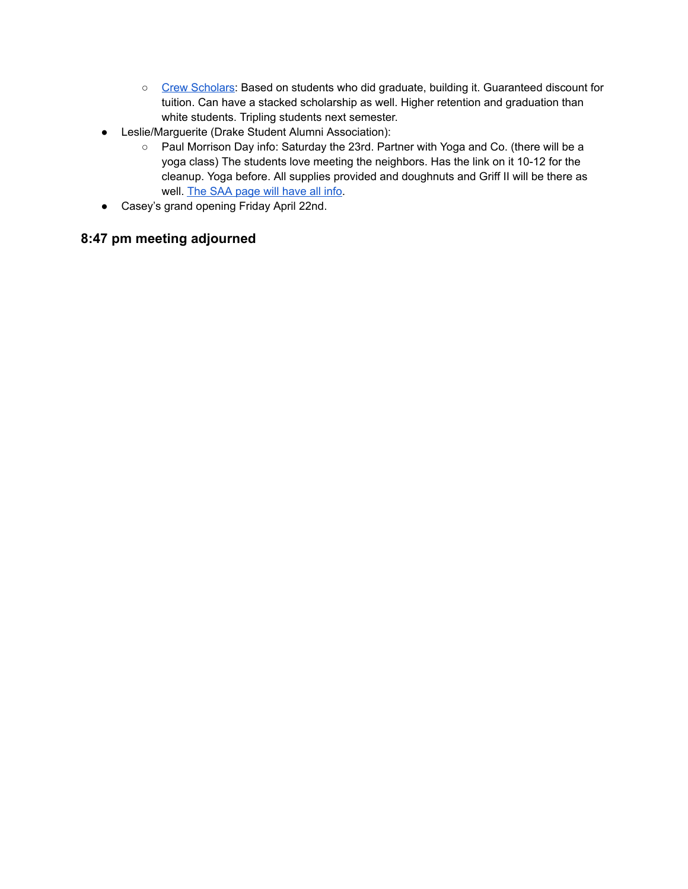- Crew Scholars: Based on students who did graduate, building it. Guaranteed discount for tuition. Can have a stacked scholarship as well. Higher retention and graduation than white students. Tripling students next semester.
- Leslie/Marguerite (Drake Student Alumni Association):
    - Paul Morrison Day info: Saturday the 23rd. Partner with Yoga and Co. (there will be a yoga class) The students love meeting the neighbors. Has the link on it 10-12 for the cleanup. Yoga before. All supplies provided and doughnuts and Griff II will be there as well. The SAA page will have all info.
- Casey's grand opening Friday April 22nd.

### 8:47 pm meeting adjourned